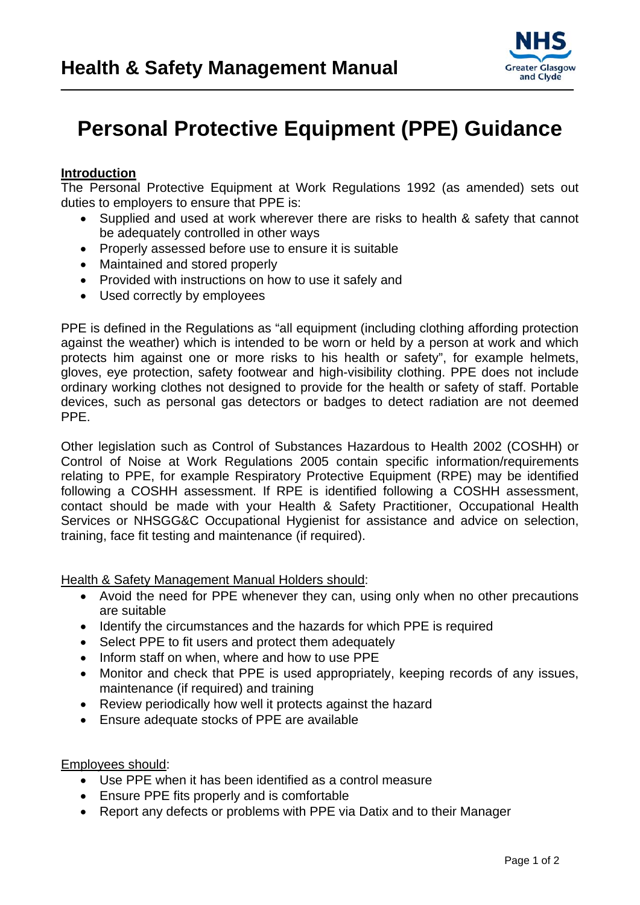# Health & Safety Management Manual

# Personal Protective Equipment (PPE) Guidance

## Introduction

The Personal Protective Equipment at Work Regulations 1992 (as amended) sets out duties to employers to ensure that PPE is:

- Supplied and used at work wherever there are risks to health & safety that cannot be adequately controlled in other ways
- Properly assessed before use to ensure it is suitable
- Maintained and stored properly
- Provided with instructions on how to use it safely and
- Used correctly by employees

PPE is defined in the Regulations as "all equipment (including clothing affording protection against the weather) which is intended to be worn or held by a person at work and which protects him against one or more risks to his health or safety", for example helmets, gloves, eye protection, safety footwear and high-visibility clothing. PPE does not include ordinary working clothes not designed to provide for the health or safety of staff. Portable devices, such as personal gas detectors or badges to detect radiation are not deemed PPE.

Other legislation such as Control of Substances Hazardous to Health 2002 (COSHH) or Control of Noise at Work Regulations 2005 contain specific information/requirements relating to PPE, for example Respiratory Protective Equipment (RPE) may be identified following a COSHH assessment. If RPE is identified following a COSHH assessment, contact should be made with your Health & Safety Practitioner, Occupational Health Services or NHSGG&C Occupational Hygienist for assistance and advice on selection, training, face fit testing and maintenance (if required).

Health & Safety Management Manual Holders should:

- Avoid the need for PPE whenever they can, using only when no other precautions are suitable
- Identify the circumstances and the hazards for which PPE is required
- Select PPE to fit users and protect them adequately
- Inform staff on when, where and how to use PPE
- Monitor and check that PPE is used appropriately, keeping records of any issues, maintenance (if required) and training
- Review periodically how well it protects against the hazard
- Ensure adequate stocks of PPE are available

Employees should:

- Use PPE when it has been identified as a control measure
- Ensure PPE fits properly and is comfortable
- Report any defects or problems with PPE via Datix and to their Manager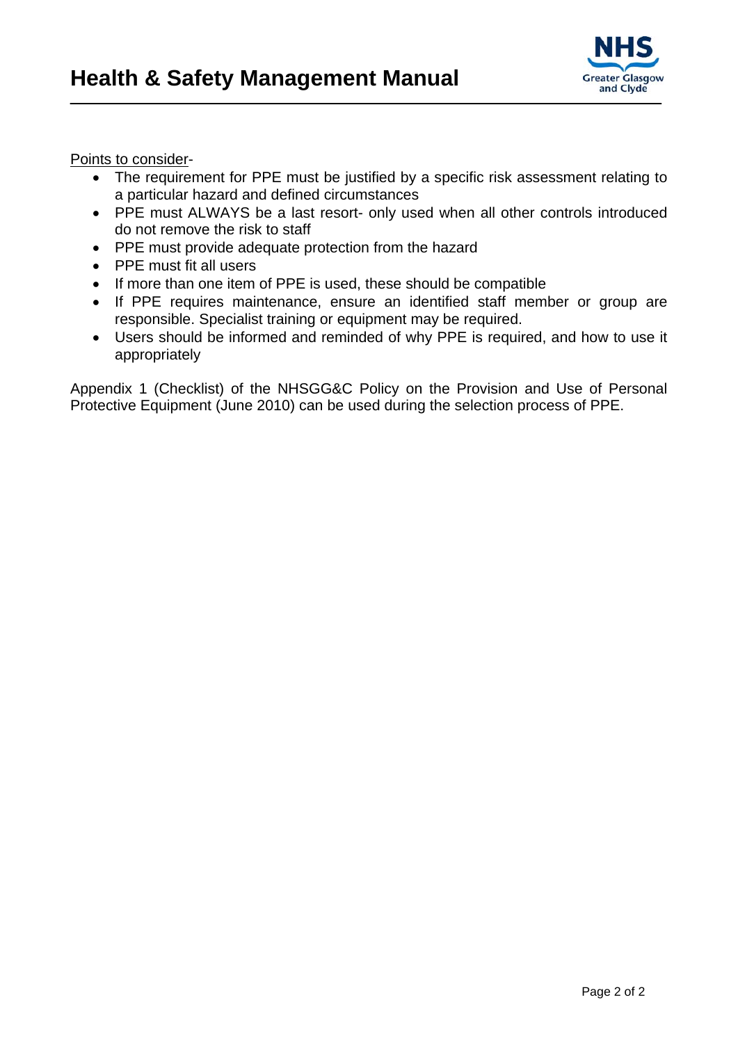Points to consider-

- The requirement for PPE must be justified by a specific risk assessment relating to a particular hazard and defined circumstances
- PPE must ALWAYS be a last resort- only used when all other controls introduced do not remove the risk to staff
- PPE must provide adequate protection from the hazard
- PPE must fit all users
- If more than one item of PPE is used, these should be compatible
- If PPE requires maintenance, ensure an identified staff member or group are responsible. Specialist training or equipment may be required.
- Users should be informed and reminded of why PPE is required, and how to use it appropriately

Appendix 1 (Checklist) of the NHSGG&C Policy on the Provision and Use of Personal Protective Equipment (June 2010) can be used during the selection process of PPE.